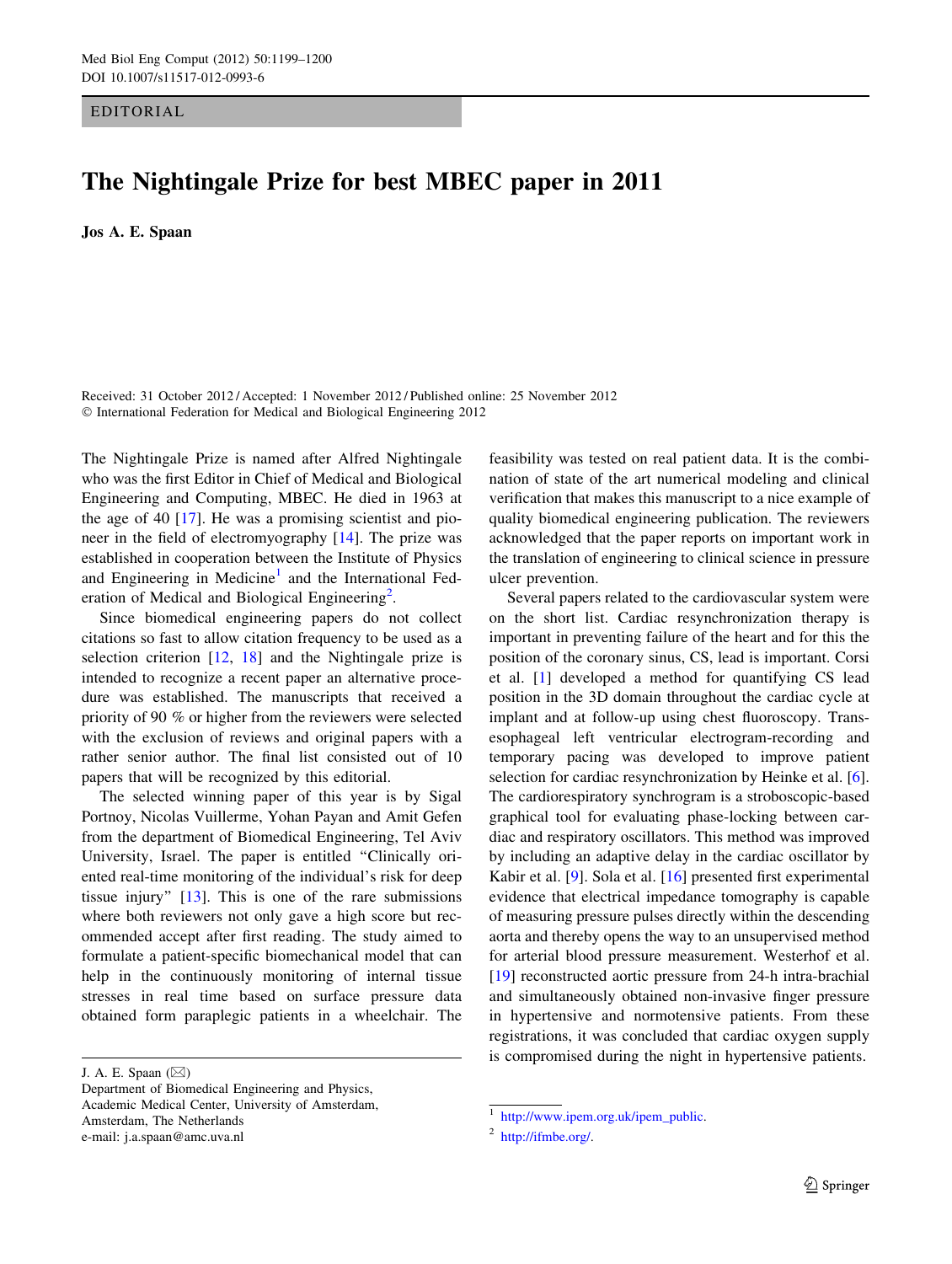EDITORIAL

# The Nightingale Prize for best MBEC paper in 2011

**Jos A. E. Spaan**

Received: 31 October 2012 / Accepted: 1 November 2012 / Published online: 25 November 2012
© International Federation for Medical and Biological Engineering 2012

The Nightingale Prize is named after Alfred Nightingale who was the first Editor in Chief of Medical and Biological Engineering and Computing, MBEC. He died in 1963 at the age of 40 [17]. He was a promising scientist and pioneer in the field of electromyography [14]. The prize was established in cooperation between the Institute of Physics and Engineering in Medicine[1] and the International Federation of Medical and Biological Engineering[2].

Since biomedical engineering papers do not collect citations so fast to allow citation frequency to be used as a selection criterion [12, 18] and the Nightingale prize is intended to recognize a recent paper an alternative procedure was established. The manuscripts that received a priority of 90 % or higher from the reviewers were selected with the exclusion of reviews and original papers with a rather senior author. The final list consisted out of 10 papers that will be recognized by this editorial.

The selected winning paper of this year is by Sigal Portnoy, Nicolas Vuillerme, Yohan Payan and Amit Gefen from the department of Biomedical Engineering, Tel Aviv University, Israel. The paper is entitled "Clinically oriented real-time monitoring of the individual's risk for deep tissue injury" [13]. This is one of the rare submissions where both reviewers not only gave a high score but recommended accept after first reading. The study aimed to formulate a patient-specific biomechanical model that can help in the continuously monitoring of internal tissue stresses in real time based on surface pressure data obtained form paraplegic patients in a wheelchair. The feasibility was tested on real patient data. It is the combination of state of the art numerical modeling and clinical verification that makes this manuscript to a nice example of quality biomedical engineering publication. The reviewers acknowledged that the paper reports on important work in the translation of engineering to clinical science in pressure ulcer prevention.

Several papers related to the cardiovascular system were on the short list. Cardiac resynchronization therapy is important in preventing failure of the heart and for this the position of the coronary sinus, CS, lead is important. Corsi et al. [1] developed a method for quantifying CS lead position in the 3D domain throughout the cardiac cycle at implant and at follow-up using chest fluoroscopy. Trans-esophageal left ventricular electrogram-recording and temporary pacing was developed to improve patient selection for cardiac resynchronization by Heinke et al. [6]. The cardiorespiratory synchrogram is a stroboscopic-based graphical tool for evaluating phase-locking between cardiac and respiratory oscillators. This method was improved by including an adaptive delay in the cardiac oscillator by Kabir et al. [9]. Sola et al. [16] presented first experimental evidence that electrical impedance tomography is capable of measuring pressure pulses directly within the descending aorta and thereby opens the way to an unsupervised method for arterial blood pressure measurement. Westerhof et al. [19] reconstructed aortic pressure from 24-h intra-brachial and simultaneously obtained non-invasive finger pressure in hypertensive and normotensive patients. From these registrations, it was concluded that cardiac oxygen supply is compromised during the night in hypertensive patients.

J. A. E. Spaan (✉)
Department of Biomedical Engineering and Physics, Academic Medical Center, University of Amsterdam, Amsterdam, The Netherlands
e-mail: j.a.spaan@amc.uva.nl

[1] http://www.ipem.org.uk/ipem_public.

[2] http://ifmbe.org/.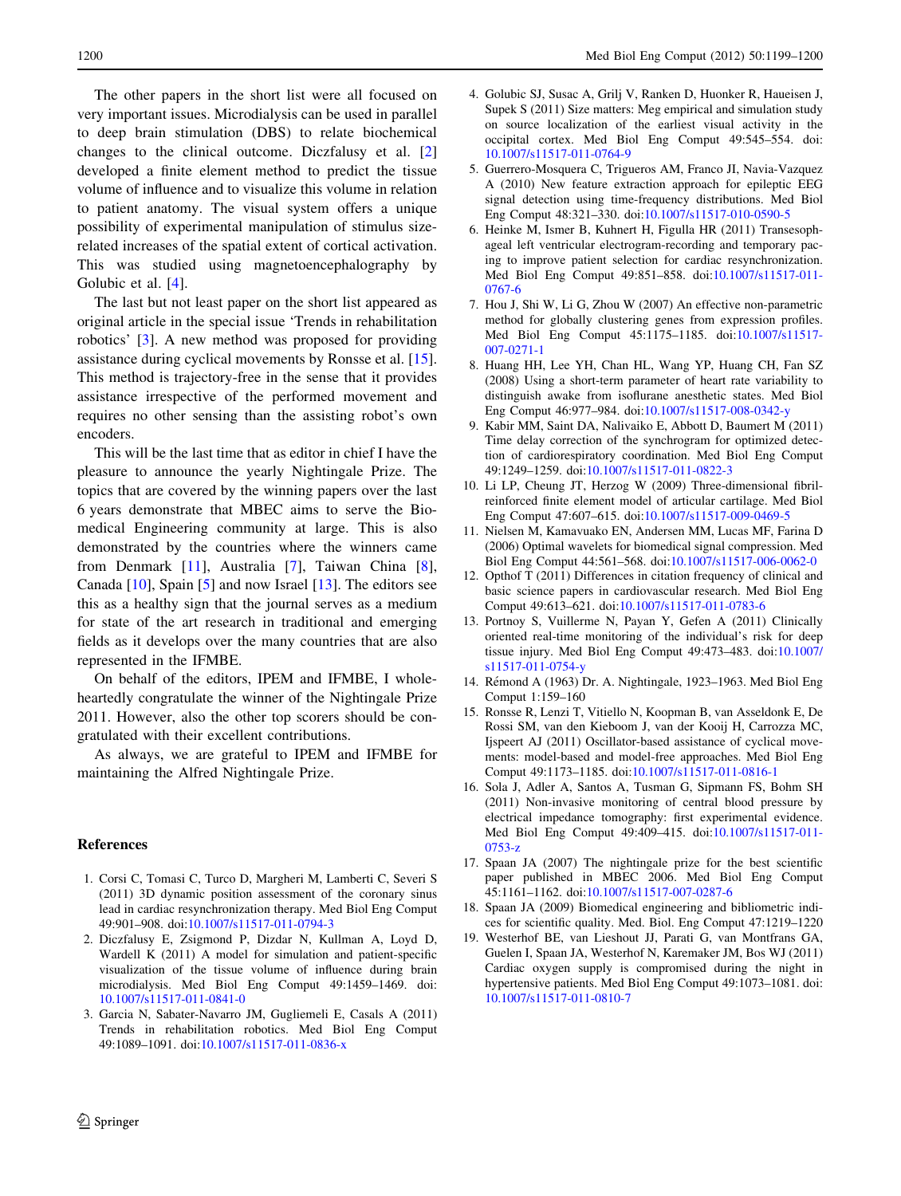The other papers in the short list were all focused on very important issues. Microdialysis can be used in parallel to deep brain stimulation (DBS) to relate biochemical changes to the clinical outcome. Diczfalusy et al. [2] developed a finite element method to predict the tissue volume of influence and to visualize this volume in relation to patient anatomy. The visual system offers a unique possibility of experimental manipulation of stimulus size-related increases of the spatial extent of cortical activation. This was studied using magnetoencephalography by Golubic et al. [4].

The last but not least paper on the short list appeared as original article in the special issue 'Trends in rehabilitation robotics' [3]. A new method was proposed for providing assistance during cyclical movements by Ronsse et al. [15]. This method is trajectory-free in the sense that it provides assistance irrespective of the performed movement and requires no other sensing than the assisting robot's own encoders.

This will be the last time that as editor in chief I have the pleasure to announce the yearly Nightingale Prize. The topics that are covered by the winning papers over the last 6 years demonstrate that MBEC aims to serve the Biomedical Engineering community at large. This is also demonstrated by the countries where the winners came from Denmark [11], Australia [7], Taiwan China [8], Canada [10], Spain [5] and now Israel [13]. The editors see this as a healthy sign that the journal serves as a medium for state of the art research in traditional and emerging fields as it develops over the many countries that are also represented in the IFMBE.

On behalf of the editors, IPEM and IFMBE, I wholeheartedly congratulate the winner of the Nightingale Prize 2011. However, also the other top scorers should be congratulated with their excellent contributions.

As always, we are grateful to IPEM and IFMBE for maintaining the Alfred Nightingale Prize.

## References

1. Corsi C, Tomasi C, Turco D, Margheri M, Lamberti C, Severi S (2011) 3D dynamic position assessment of the coronary sinus lead in cardiac resynchronization therapy. Med Biol Eng Comput 49:901–908. doi:10.1007/s11517-011-0794-3
2. Diczfalusy E, Zsigmond P, Dizdar N, Kullman A, Loyd D, Wardell K (2011) A model for simulation and patient-specific visualization of the tissue volume of influence during brain microdialysis. Med Biol Eng Comput 49:1459–1469. doi:10.1007/s11517-011-0841-0
3. Garcia N, Sabater-Navarro JM, Gugliemeli E, Casals A (2011) Trends in rehabilitation robotics. Med Biol Eng Comput 49:1089–1091. doi:10.1007/s11517-011-0836-x
4. Golubic SJ, Susac A, Grilj V, Ranken D, Huonker R, Haueisen J, Supek S (2011) Size matters: Meg empirical and simulation study on source localization of the earliest visual activity in the occipital cortex. Med Biol Eng Comput 49:545–554. doi:10.1007/s11517-011-0764-9
5. Guerrero-Mosquera C, Trigueros AM, Franco JI, Navia-Vazquez A (2010) New feature extraction approach for epileptic EEG signal detection using time-frequency distributions. Med Biol Eng Comput 48:321–330. doi:10.1007/s11517-010-0590-5
6. Heinke M, Ismer B, Kuhnert H, Figulla HR (2011) Transesophageal left ventricular electrogram-recording and temporary pacing to improve patient selection for cardiac resynchronization. Med Biol Eng Comput 49:851–858. doi:10.1007/s11517-011-0767-6
7. Hou J, Shi W, Li G, Zhou W (2007) An effective non-parametric method for globally clustering genes from expression profiles. Med Biol Eng Comput 45:1175–1185. doi:10.1007/s11517-007-0271-1
8. Huang HH, Lee YH, Chan HL, Wang YP, Huang CH, Fan SZ (2008) Using a short-term parameter of heart rate variability to distinguish awake from isoflurane anesthetic states. Med Biol Eng Comput 46:977–984. doi:10.1007/s11517-008-0342-y
9. Kabir MM, Saint DA, Nalivaiko E, Abbott D, Baumert M (2011) Time delay correction of the synchrogram for optimized detection of cardiorespiratory coordination. Med Biol Eng Comput 49:1249–1259. doi:10.1007/s11517-011-0822-3
10. Li LP, Cheung JT, Herzog W (2009) Three-dimensional fibril-reinforced finite element model of articular cartilage. Med Biol Eng Comput 47:607–615. doi:10.1007/s11517-009-0469-5
11. Nielsen M, Kamavuako EN, Andersen MM, Lucas MF, Farina D (2006) Optimal wavelets for biomedical signal compression. Med Biol Eng Comput 44:561–568. doi:10.1007/s11517-006-0062-0
12. Opthof T (2011) Differences in citation frequency of clinical and basic science papers in cardiovascular research. Med Biol Eng Comput 49:613–621. doi:10.1007/s11517-011-0783-6
13. Portnoy S, Vuillerme N, Payan Y, Gefen A (2011) Clinically oriented real-time monitoring of the individual's risk for deep tissue injury. Med Biol Eng Comput 49:473–483. doi:10.1007/s11517-011-0754-y
14. Rémond A (1963) Dr. A. Nightingale, 1923–1963. Med Biol Eng Comput 1:159–160
15. Ronsse R, Lenzi T, Vitiello N, Koopman B, van Asseldonk E, De Rossi SM, van den Kieboom J, van der Kooij H, Carrozza MC, Ijspeert AJ (2011) Oscillator-based assistance of cyclical movements: model-based and model-free approaches. Med Biol Eng Comput 49:1173–1185. doi:10.1007/s11517-011-0816-1
16. Sola J, Adler A, Santos A, Tusman G, Sipmann FS, Bohm SH (2011) Non-invasive monitoring of central blood pressure by electrical impedance tomography: first experimental evidence. Med Biol Eng Comput 49:409–415. doi:10.1007/s11517-011-0753-z
17. Spaan JA (2007) The nightingale prize for the best scientific paper published in MBEC 2006. Med Biol Eng Comput 45:1161–1162. doi:10.1007/s11517-007-0287-6
18. Spaan JA (2009) Biomedical engineering and bibliometric indices for scientific quality. Med. Biol. Eng Comput 47:1219–1220
19. Westerhof BE, van Lieshout JJ, Parati G, van Montfrans GA, Guelen I, Spaan JA, Westerhof N, Karemaker JM, Bos WJ (2011) Cardiac oxygen supply is compromised during the night in hypertensive patients. Med Biol Eng Comput 49:1073–1081. doi:10.1007/s11517-011-0810-7